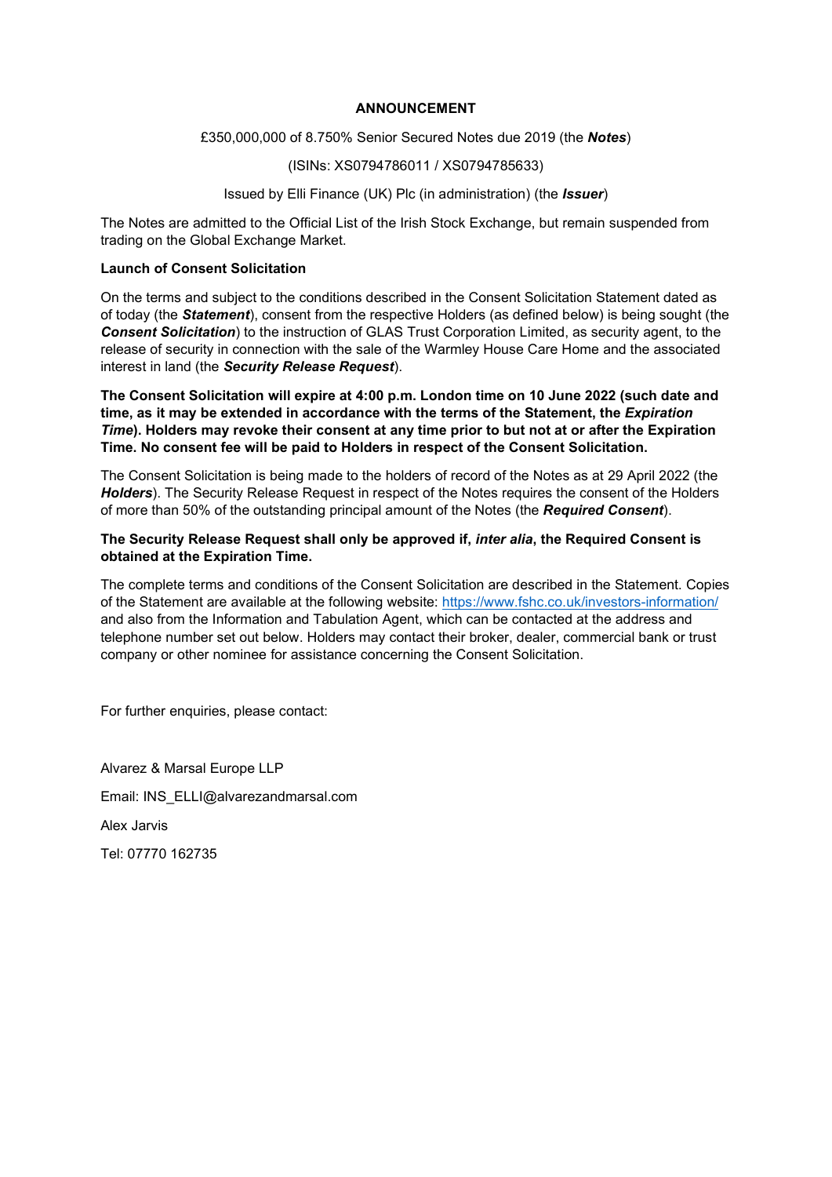# ANNOUNCEMENT

£350,000,000 of 8.750% Senior Secured Notes due 2019 (the ***Notes***)

(ISINs: XS0794786011 / XS0794785633)

Issued by Elli Finance (UK) Plc (in administration) (the ***Issuer***)

The Notes are admitted to the Official List of the Irish Stock Exchange, but remain suspended from trading on the Global Exchange Market.

## Launch of Consent Solicitation

On the terms and subject to the conditions described in the Consent Solicitation Statement dated as of today (the ***Statement***), consent from the respective Holders (as defined below) is being sought (the ***Consent Solicitation***) to the instruction of GLAS Trust Corporation Limited, as security agent, to the release of security in connection with the sale of the Warmley House Care Home and the associated interest in land (the ***Security Release Request***).

**The Consent Solicitation will expire at 4:00 p.m. London time on 10 June 2022 (such date and time, as it may be extended in accordance with the terms of the Statement, the *Expiration Time*). Holders may revoke their consent at any time prior to but not at or after the Expiration Time. No consent fee will be paid to Holders in respect of the Consent Solicitation.**

The Consent Solicitation is being made to the holders of record of the Notes as at 29 April 2022 (the ***Holders***). The Security Release Request in respect of the Notes requires the consent of the Holders of more than 50% of the outstanding principal amount of the Notes (the ***Required Consent***).

**The Security Release Request shall only be approved if, *inter alia*, the Required Consent is obtained at the Expiration Time.**

The complete terms and conditions of the Consent Solicitation are described in the Statement. Copies of the Statement are available at the following website: https://www.fshc.co.uk/investors-information/ and also from the Information and Tabulation Agent, which can be contacted at the address and telephone number set out below. Holders may contact their broker, dealer, commercial bank or trust company or other nominee for assistance concerning the Consent Solicitation.

For further enquiries, please contact:

Alvarez & Marsal Europe LLP

Email: INS_ELLI@alvarezandmarsal.com

Alex Jarvis

Tel: 07770 162735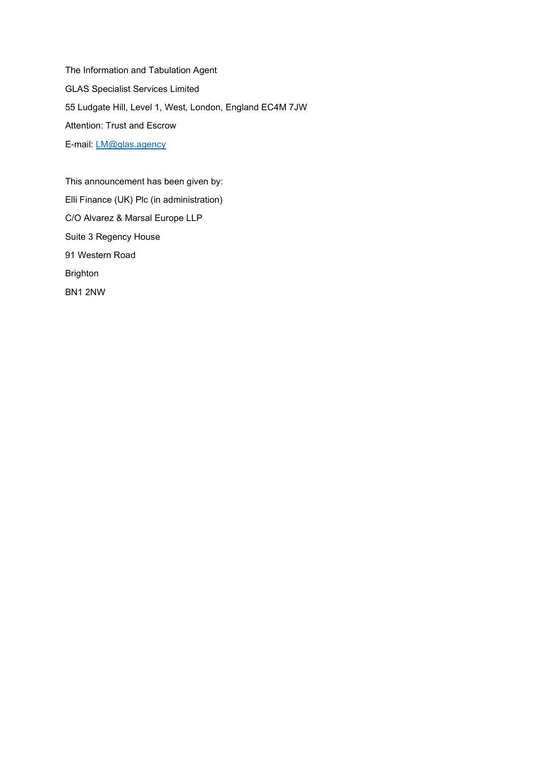The Information and Tabulation Agent

GLAS Specialist Services Limited

55 Ludgate Hill, Level 1, West, London, England EC4M 7JW

Attention: Trust and Escrow

E-mail: [LM@glas.agency](mailto:LM@glas.agency)

This announcement has been given by:

Elli Finance (UK) Plc (in administration)

C/O Alvarez & Marsal Europe LLP

Suite 3 Regency House

91 Western Road

Brighton

BN1 2NW